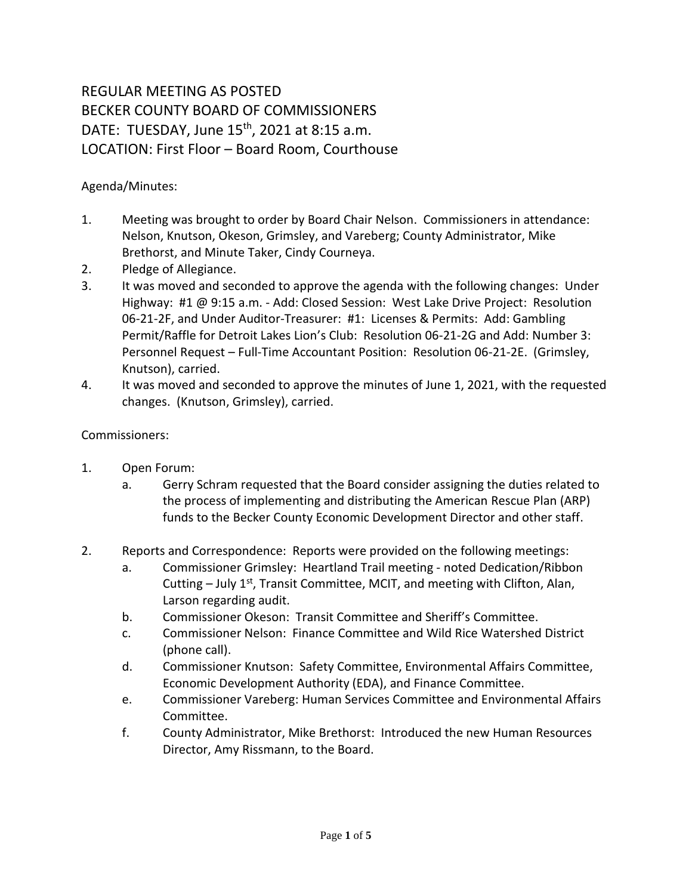# REGULAR MEETING AS POSTED
# BECKER COUNTY BOARD OF COMMISSIONERS
# DATE: TUESDAY, June 15th, 2021 at 8:15 a.m.
# LOCATION: First Floor – Board Room, Courthouse

Agenda/Minutes:

1. Meeting was brought to order by Board Chair Nelson. Commissioners in attendance: Nelson, Knutson, Okeson, Grimsley, and Vareberg; County Administrator, Mike Brethorst, and Minute Taker, Cindy Courneya.
2. Pledge of Allegiance.
3. It was moved and seconded to approve the agenda with the following changes: Under Highway: #1 @ 9:15 a.m. - Add: Closed Session: West Lake Drive Project: Resolution 06-21-2F, and Under Auditor-Treasurer: #1: Licenses & Permits: Add: Gambling Permit/Raffle for Detroit Lakes Lion's Club: Resolution 06-21-2G and Add: Number 3: Personnel Request – Full-Time Accountant Position: Resolution 06-21-2E. (Grimsley, Knutson), carried.
4. It was moved and seconded to approve the minutes of June 1, 2021, with the requested changes. (Knutson, Grimsley), carried.

Commissioners:

1. Open Forum:
   a. Gerry Schram requested that the Board consider assigning the duties related to the process of implementing and distributing the American Rescue Plan (ARP) funds to the Becker County Economic Development Director and other staff.

2. Reports and Correspondence: Reports were provided on the following meetings:
   a. Commissioner Grimsley: Heartland Trail meeting - noted Dedication/Ribbon Cutting – July 1st, Transit Committee, MCIT, and meeting with Clifton, Alan, Larson regarding audit.
   b. Commissioner Okeson: Transit Committee and Sheriff's Committee.
   c. Commissioner Nelson: Finance Committee and Wild Rice Watershed District (phone call).
   d. Commissioner Knutson: Safety Committee, Environmental Affairs Committee, Economic Development Authority (EDA), and Finance Committee.
   e. Commissioner Vareberg: Human Services Committee and Environmental Affairs Committee.
   f. County Administrator, Mike Brethorst: Introduced the new Human Resources Director, Amy Rissmann, to the Board.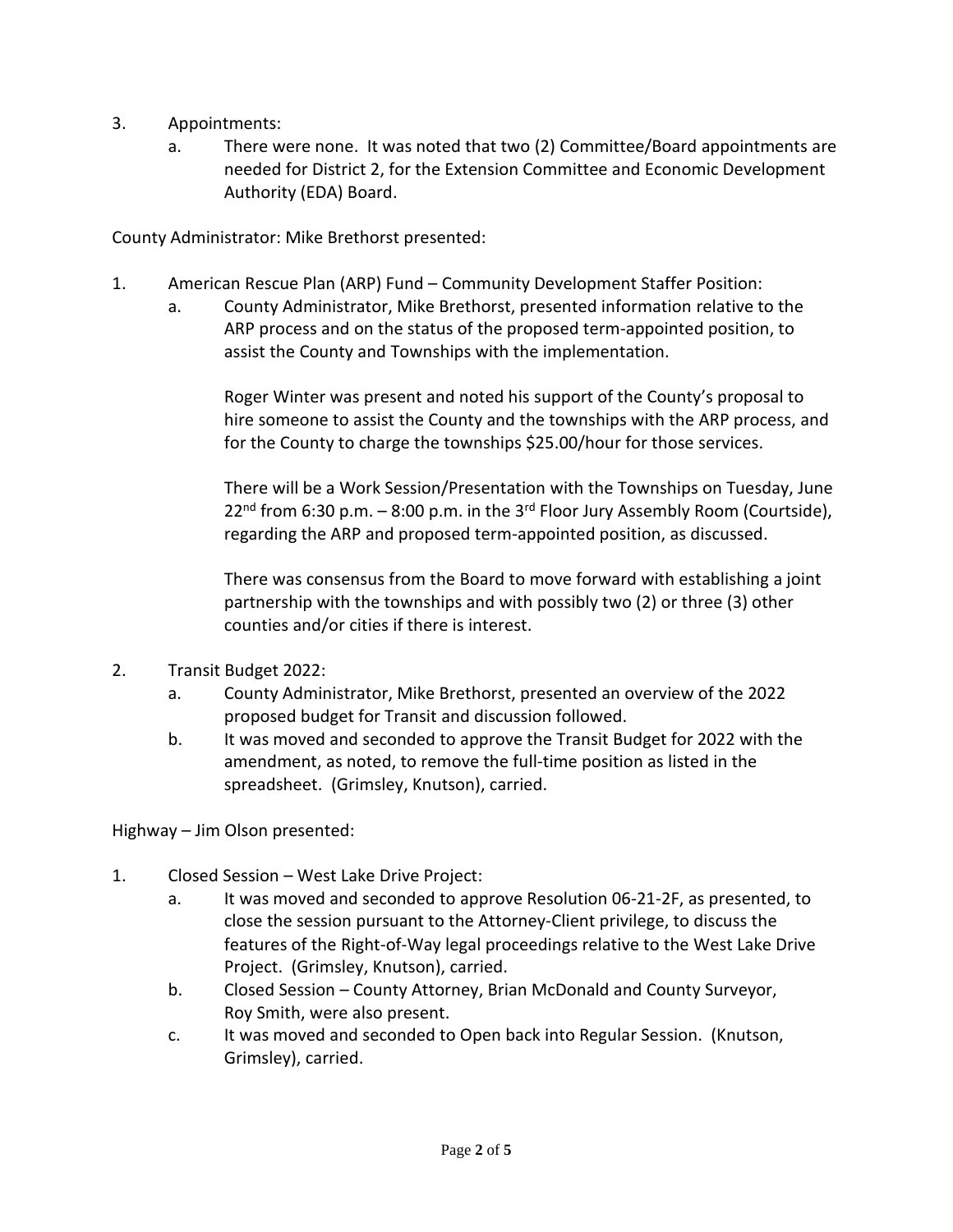3. Appointments:
   a. There were none. It was noted that two (2) Committee/Board appointments are needed for District 2, for the Extension Committee and Economic Development Authority (EDA) Board.

County Administrator: Mike Brethorst presented:

1. American Rescue Plan (ARP) Fund – Community Development Staffer Position:
   a. County Administrator, Mike Brethorst, presented information relative to the ARP process and on the status of the proposed term-appointed position, to assist the County and Townships with the implementation.

      Roger Winter was present and noted his support of the County's proposal to hire someone to assist the County and the townships with the ARP process, and for the County to charge the townships $25.00/hour for those services.

      There will be a Work Session/Presentation with the Townships on Tuesday, June 22nd from 6:30 p.m. – 8:00 p.m. in the 3rd Floor Jury Assembly Room (Courtside), regarding the ARP and proposed term-appointed position, as discussed.

      There was consensus from the Board to move forward with establishing a joint partnership with the townships and with possibly two (2) or three (3) other counties and/or cities if there is interest.

2. Transit Budget 2022:
   a. County Administrator, Mike Brethorst, presented an overview of the 2022 proposed budget for Transit and discussion followed.
   b. It was moved and seconded to approve the Transit Budget for 2022 with the amendment, as noted, to remove the full-time position as listed in the spreadsheet. (Grimsley, Knutson), carried.

Highway – Jim Olson presented:

1. Closed Session – West Lake Drive Project:
   a. It was moved and seconded to approve Resolution 06-21-2F, as presented, to close the session pursuant to the Attorney-Client privilege, to discuss the features of the Right-of-Way legal proceedings relative to the West Lake Drive Project. (Grimsley, Knutson), carried.
   b. Closed Session – County Attorney, Brian McDonald and County Surveyor, Roy Smith, were also present.
   c. It was moved and seconded to Open back into Regular Session. (Knutson, Grimsley), carried.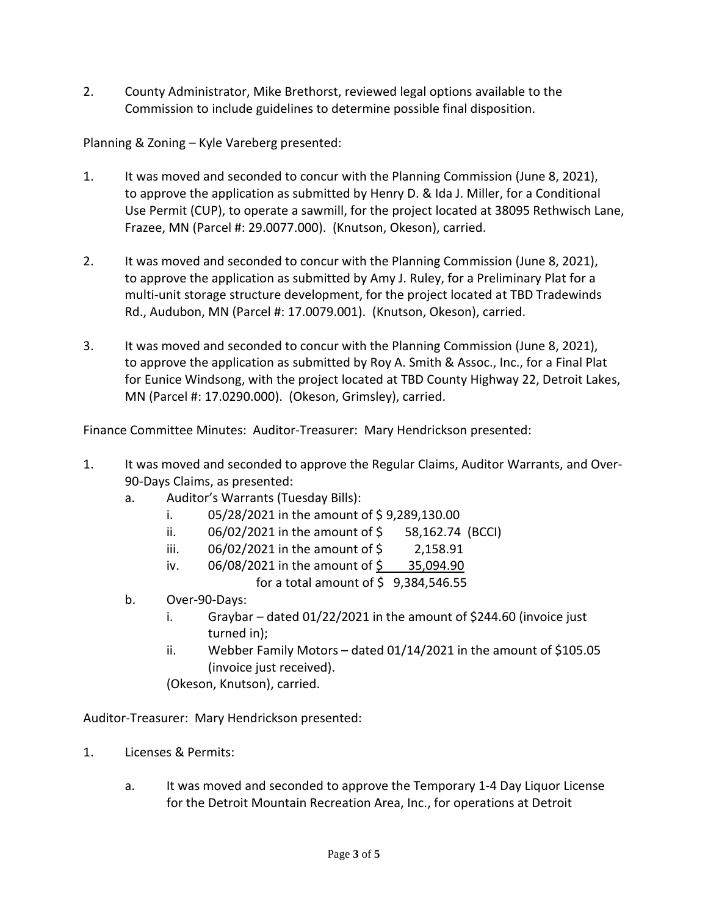2. County Administrator, Mike Brethorst, reviewed legal options available to the Commission to include guidelines to determine possible final disposition.

Planning & Zoning – Kyle Vareberg presented:

1. It was moved and seconded to concur with the Planning Commission (June 8, 2021), to approve the application as submitted by Henry D. & Ida J. Miller, for a Conditional Use Permit (CUP), to operate a sawmill, for the project located at 38095 Rethwisch Lane, Frazee, MN (Parcel #: 29.0077.000). (Knutson, Okeson), carried.

2. It was moved and seconded to concur with the Planning Commission (June 8, 2021), to approve the application as submitted by Amy J. Ruley, for a Preliminary Plat for a multi-unit storage structure development, for the project located at TBD Tradewinds Rd., Audubon, MN (Parcel #: 17.0079.001). (Knutson, Okeson), carried.

3. It was moved and seconded to concur with the Planning Commission (June 8, 2021), to approve the application as submitted by Roy A. Smith & Assoc., Inc., for a Final Plat for Eunice Windsong, with the project located at TBD County Highway 22, Detroit Lakes, MN (Parcel #: 17.0290.000). (Okeson, Grimsley), carried.

Finance Committee Minutes: Auditor-Treasurer: Mary Hendrickson presented:

1. It was moved and seconded to approve the Regular Claims, Auditor Warrants, and Over-90-Days Claims, as presented:
   a. Auditor's Warrants (Tuesday Bills):
      i. 05/28/2021 in the amount of $ 9,289,130.00
      ii. 06/02/2021 in the amount of $ 58,162.74 (BCCI)
      iii. 06/02/2021 in the amount of $ 2,158.91
      iv. 06/08/2021 in the amount of $ 35,094.90
      
      for a total amount of $ 9,384,546.55
   b. Over-90-Days:
      i. Graybar – dated 01/22/2021 in the amount of $244.60 (invoice just turned in);
      ii. Webber Family Motors – dated 01/14/2021 in the amount of $105.05 (invoice just received).

   (Okeson, Knutson), carried.

Auditor-Treasurer: Mary Hendrickson presented:

1. Licenses & Permits:

   a. It was moved and seconded to approve the Temporary 1-4 Day Liquor License for the Detroit Mountain Recreation Area, Inc., for operations at Detroit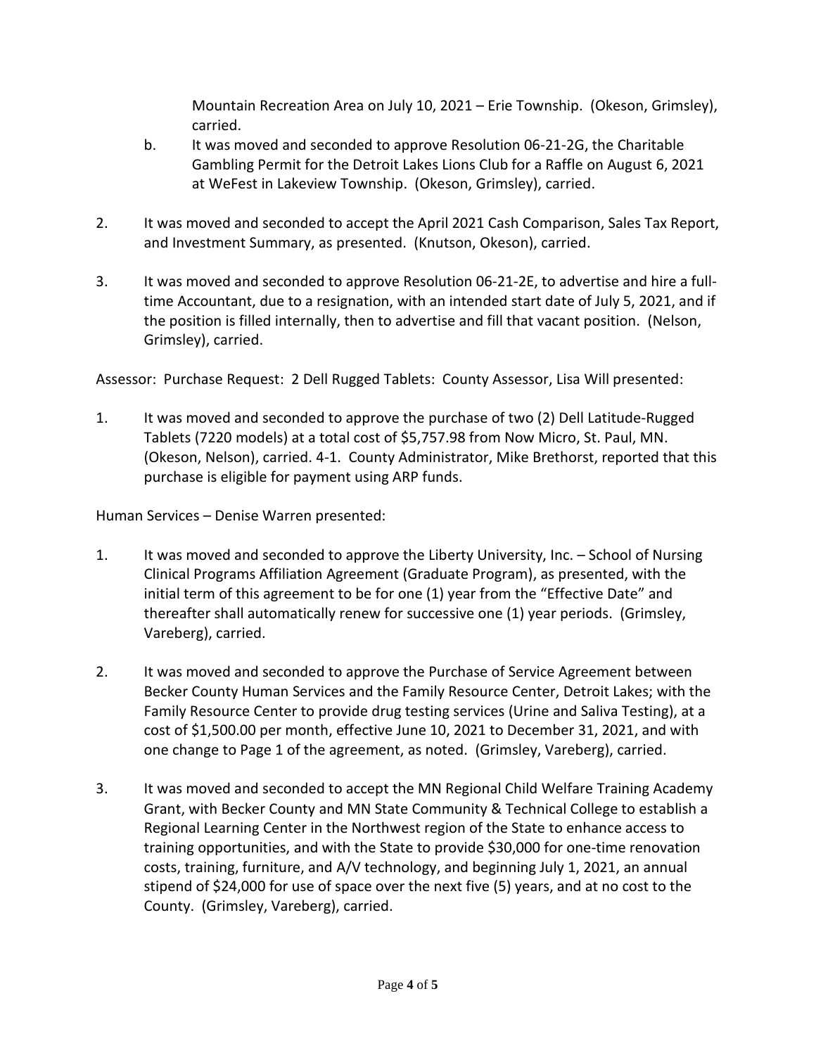Mountain Recreation Area on July 10, 2021 – Erie Township. (Okeson, Grimsley), carried.

b. It was moved and seconded to approve Resolution 06-21-2G, the Charitable Gambling Permit for the Detroit Lakes Lions Club for a Raffle on August 6, 2021 at WeFest in Lakeview Township. (Okeson, Grimsley), carried.

2. It was moved and seconded to accept the April 2021 Cash Comparison, Sales Tax Report, and Investment Summary, as presented. (Knutson, Okeson), carried.

3. It was moved and seconded to approve Resolution 06-21-2E, to advertise and hire a full-time Accountant, due to a resignation, with an intended start date of July 5, 2021, and if the position is filled internally, then to advertise and fill that vacant position. (Nelson, Grimsley), carried.

Assessor: Purchase Request: 2 Dell Rugged Tablets: County Assessor, Lisa Will presented:

1. It was moved and seconded to approve the purchase of two (2) Dell Latitude-Rugged Tablets (7220 models) at a total cost of $5,757.98 from Now Micro, St. Paul, MN. (Okeson, Nelson), carried. 4-1. County Administrator, Mike Brethorst, reported that this purchase is eligible for payment using ARP funds.

Human Services – Denise Warren presented:

1. It was moved and seconded to approve the Liberty University, Inc. – School of Nursing Clinical Programs Affiliation Agreement (Graduate Program), as presented, with the initial term of this agreement to be for one (1) year from the "Effective Date" and thereafter shall automatically renew for successive one (1) year periods. (Grimsley, Vareberg), carried.

2. It was moved and seconded to approve the Purchase of Service Agreement between Becker County Human Services and the Family Resource Center, Detroit Lakes; with the Family Resource Center to provide drug testing services (Urine and Saliva Testing), at a cost of $1,500.00 per month, effective June 10, 2021 to December 31, 2021, and with one change to Page 1 of the agreement, as noted. (Grimsley, Vareberg), carried.

3. It was moved and seconded to accept the MN Regional Child Welfare Training Academy Grant, with Becker County and MN State Community & Technical College to establish a Regional Learning Center in the Northwest region of the State to enhance access to training opportunities, and with the State to provide $30,000 for one-time renovation costs, training, furniture, and A/V technology, and beginning July 1, 2021, an annual stipend of $24,000 for use of space over the next five (5) years, and at no cost to the County. (Grimsley, Vareberg), carried.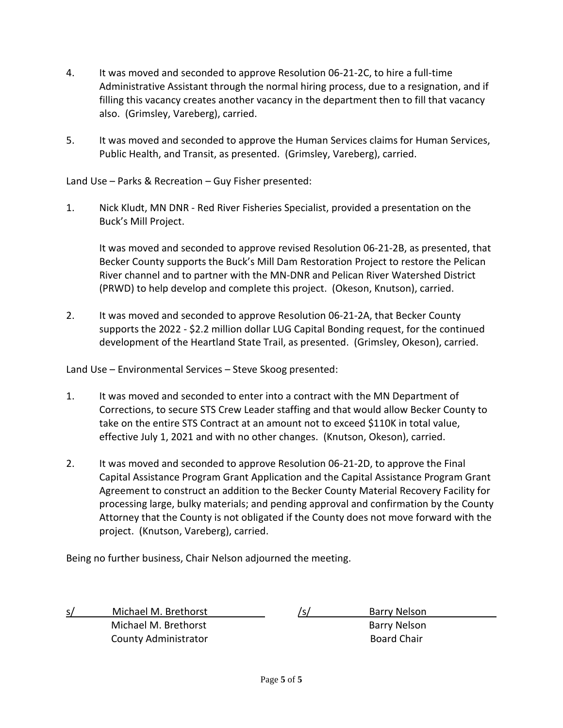4. It was moved and seconded to approve Resolution 06-21-2C, to hire a full-time Administrative Assistant through the normal hiring process, due to a resignation, and if filling this vacancy creates another vacancy in the department then to fill that vacancy also. (Grimsley, Vareberg), carried.

5. It was moved and seconded to approve the Human Services claims for Human Services, Public Health, and Transit, as presented. (Grimsley, Vareberg), carried.

Land Use – Parks & Recreation – Guy Fisher presented:

1. Nick Kludt, MN DNR - Red River Fisheries Specialist, provided a presentation on the Buck's Mill Project.

   It was moved and seconded to approve revised Resolution 06-21-2B, as presented, that Becker County supports the Buck's Mill Dam Restoration Project to restore the Pelican River channel and to partner with the MN-DNR and Pelican River Watershed District (PRWD) to help develop and complete this project. (Okeson, Knutson), carried.

2. It was moved and seconded to approve Resolution 06-21-2A, that Becker County supports the 2022 - $2.2 million dollar LUG Capital Bonding request, for the continued development of the Heartland State Trail, as presented. (Grimsley, Okeson), carried.

Land Use – Environmental Services – Steve Skoog presented:

1. It was moved and seconded to enter into a contract with the MN Department of Corrections, to secure STS Crew Leader staffing and that would allow Becker County to take on the entire STS Contract at an amount not to exceed $110K in total value, effective July 1, 2021 and with no other changes. (Knutson, Okeson), carried.

2. It was moved and seconded to approve Resolution 06-21-2D, to approve the Final Capital Assistance Program Grant Application and the Capital Assistance Program Grant Agreement to construct an addition to the Becker County Material Recovery Facility for processing large, bulky materials; and pending approval and confirmation by the County Attorney that the County is not obligated if the County does not move forward with the project. (Knutson, Vareberg), carried.

Being no further business, Chair Nelson adjourned the meeting.

| | |
|---|---|
| s/ Michael M. Brethorst | /s/ Barry Nelson |
| Michael M. Brethorst | Barry Nelson |
| County Administrator | Board Chair |